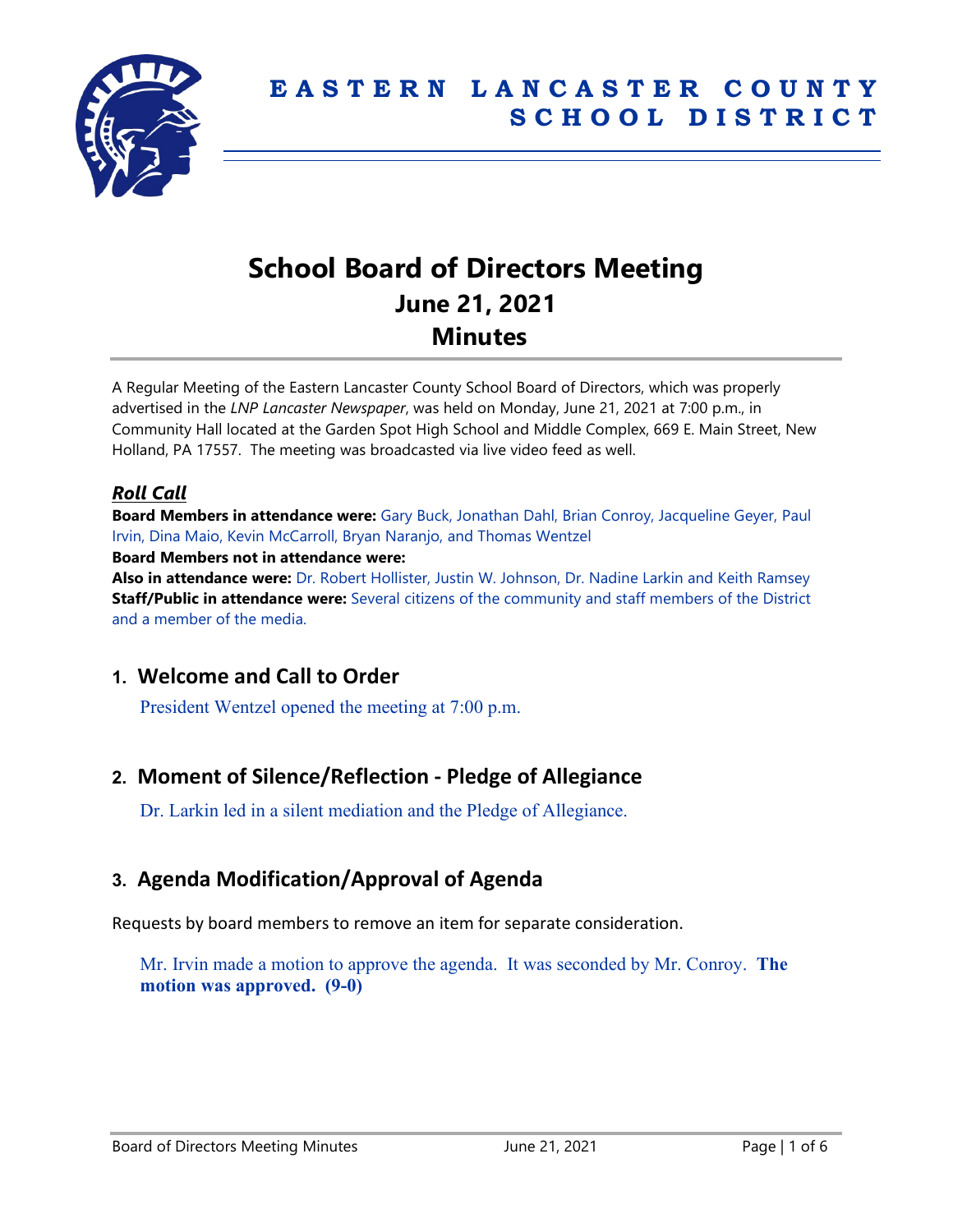# EASTERN LANCASTER COUNTY SCHOOL DISTRICT

# School Board of Directors Meeting
## June 21, 2021
## Minutes

A Regular Meeting of the Eastern Lancaster County School Board of Directors, which was properly advertised in the *LNP Lancaster Newspaper*, was held on Monday, June 21, 2021 at 7:00 p.m., in Community Hall located at the Garden Spot High School and Middle Complex, 669 E. Main Street, New Holland, PA 17557. The meeting was broadcasted via live video feed as well.

### *Roll Call*

**Board Members in attendance were:** Gary Buck, Jonathan Dahl, Brian Conroy, Jacqueline Geyer, Paul Irvin, Dina Maio, Kevin McCarroll, Bryan Naranjo, and Thomas Wentzel

**Board Members not in attendance were:**

**Also in attendance were:** Dr. Robert Hollister, Justin W. Johnson, Dr. Nadine Larkin and Keith Ramsey

**Staff/Public in attendance were:** Several citizens of the community and staff members of the District and a member of the media.

## 1. Welcome and Call to Order

President Wentzel opened the meeting at 7:00 p.m.

## 2. Moment of Silence/Reflection - Pledge of Allegiance

Dr. Larkin led in a silent mediation and the Pledge of Allegiance.

## 3. Agenda Modification/Approval of Agenda

Requests by board members to remove an item for separate consideration.

Mr. Irvin made a motion to approve the agenda. It was seconded by Mr. Conroy. **The motion was approved. (9-0)**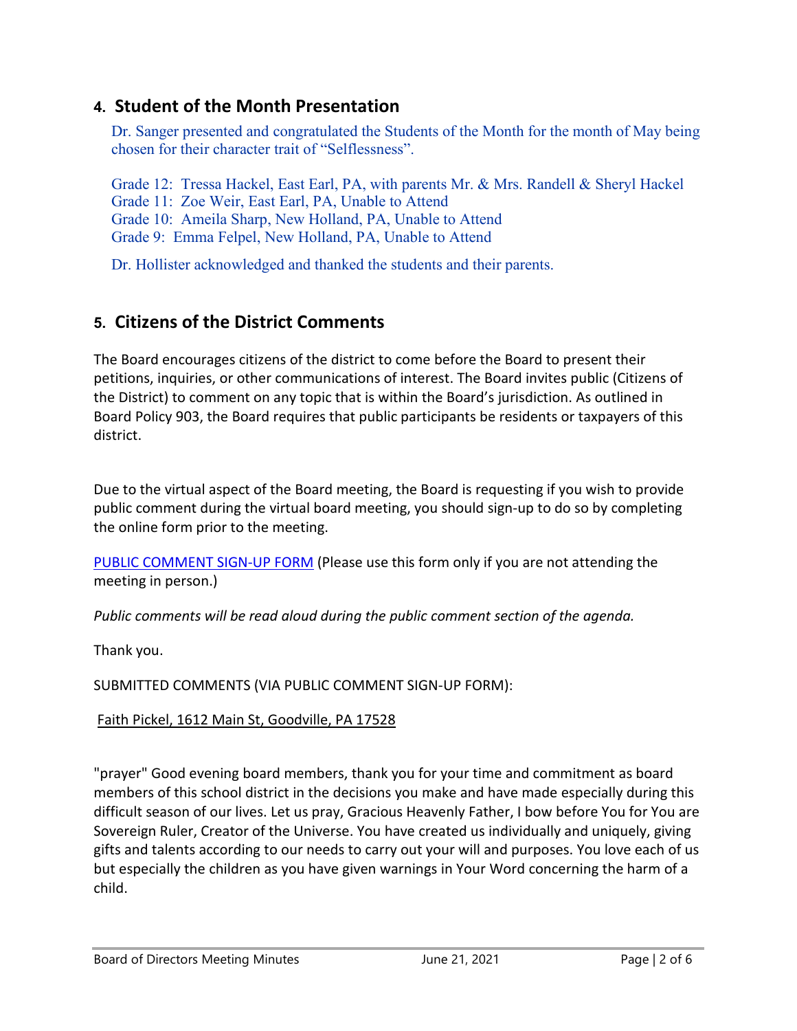## 4. Student of the Month Presentation

Dr. Sanger presented and congratulated the Students of the Month for the month of May being chosen for their character trait of "Selflessness".

Grade 12: Tressa Hackel, East Earl, PA, with parents Mr. & Mrs. Randell & Sheryl Hackel
Grade 11: Zoe Weir, East Earl, PA, Unable to Attend
Grade 10: Ameila Sharp, New Holland, PA, Unable to Attend
Grade 9: Emma Felpel, New Holland, PA, Unable to Attend

Dr. Hollister acknowledged and thanked the students and their parents.

## 5. Citizens of the District Comments

The Board encourages citizens of the district to come before the Board to present their petitions, inquiries, or other communications of interest. The Board invites public (Citizens of the District) to comment on any topic that is within the Board's jurisdiction. As outlined in Board Policy 903, the Board requires that public participants be residents or taxpayers of this district.

Due to the virtual aspect of the Board meeting, the Board is requesting if you wish to provide public comment during the virtual board meeting, you should sign-up to do so by completing the online form prior to the meeting.

PUBLIC COMMENT SIGN-UP FORM (Please use this form only if you are not attending the meeting in person.)

*Public comments will be read aloud during the public comment section of the agenda.*

Thank you.

SUBMITTED COMMENTS (VIA PUBLIC COMMENT SIGN-UP FORM):

Faith Pickel, 1612 Main St, Goodville, PA 17528

"prayer" Good evening board members, thank you for your time and commitment as board members of this school district in the decisions you make and have made especially during this difficult season of our lives. Let us pray, Gracious Heavenly Father, I bow before You for You are Sovereign Ruler, Creator of the Universe. You have created us individually and uniquely, giving gifts and talents according to our needs to carry out your will and purposes. You love each of us but especially the children as you have given warnings in Your Word concerning the harm of a child.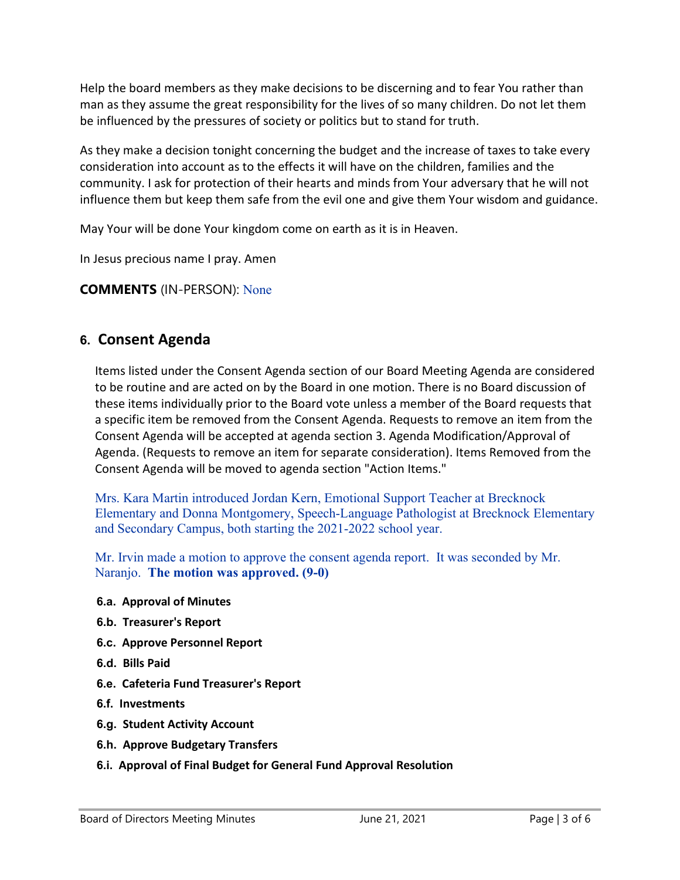Help the board members as they make decisions to be discerning and to fear You rather than man as they assume the great responsibility for the lives of so many children. Do not let them be influenced by the pressures of society or politics but to stand for truth.

As they make a decision tonight concerning the budget and the increase of taxes to take every consideration into account as to the effects it will have on the children, families and the community. I ask for protection of their hearts and minds from Your adversary that he will not influence them but keep them safe from the evil one and give them Your wisdom and guidance.

May Your will be done Your kingdom come on earth as it is in Heaven.

In Jesus precious name I pray. Amen

**COMMENTS** (IN-PERSON): None

## 6. Consent Agenda

Items listed under the Consent Agenda section of our Board Meeting Agenda are considered to be routine and are acted on by the Board in one motion. There is no Board discussion of these items individually prior to the Board vote unless a member of the Board requests that a specific item be removed from the Consent Agenda. Requests to remove an item from the Consent Agenda will be accepted at agenda section 3. Agenda Modification/Approval of Agenda. (Requests to remove an item for separate consideration). Items Removed from the Consent Agenda will be moved to agenda section "Action Items."

Mrs. Kara Martin introduced Jordan Kern, Emotional Support Teacher at Brecknock Elementary and Donna Montgomery, Speech-Language Pathologist at Brecknock Elementary and Secondary Campus, both starting the 2021-2022 school year.

Mr. Irvin made a motion to approve the consent agenda report. It was seconded by Mr. Naranjo. **The motion was approved. (9-0)**

**6.a. Approval of Minutes**

**6.b. Treasurer's Report**

**6.c. Approve Personnel Report**

**6.d. Bills Paid**

**6.e. Cafeteria Fund Treasurer's Report**

**6.f. Investments**

**6.g. Student Activity Account**

**6.h. Approve Budgetary Transfers**

**6.i. Approval of Final Budget for General Fund Approval Resolution**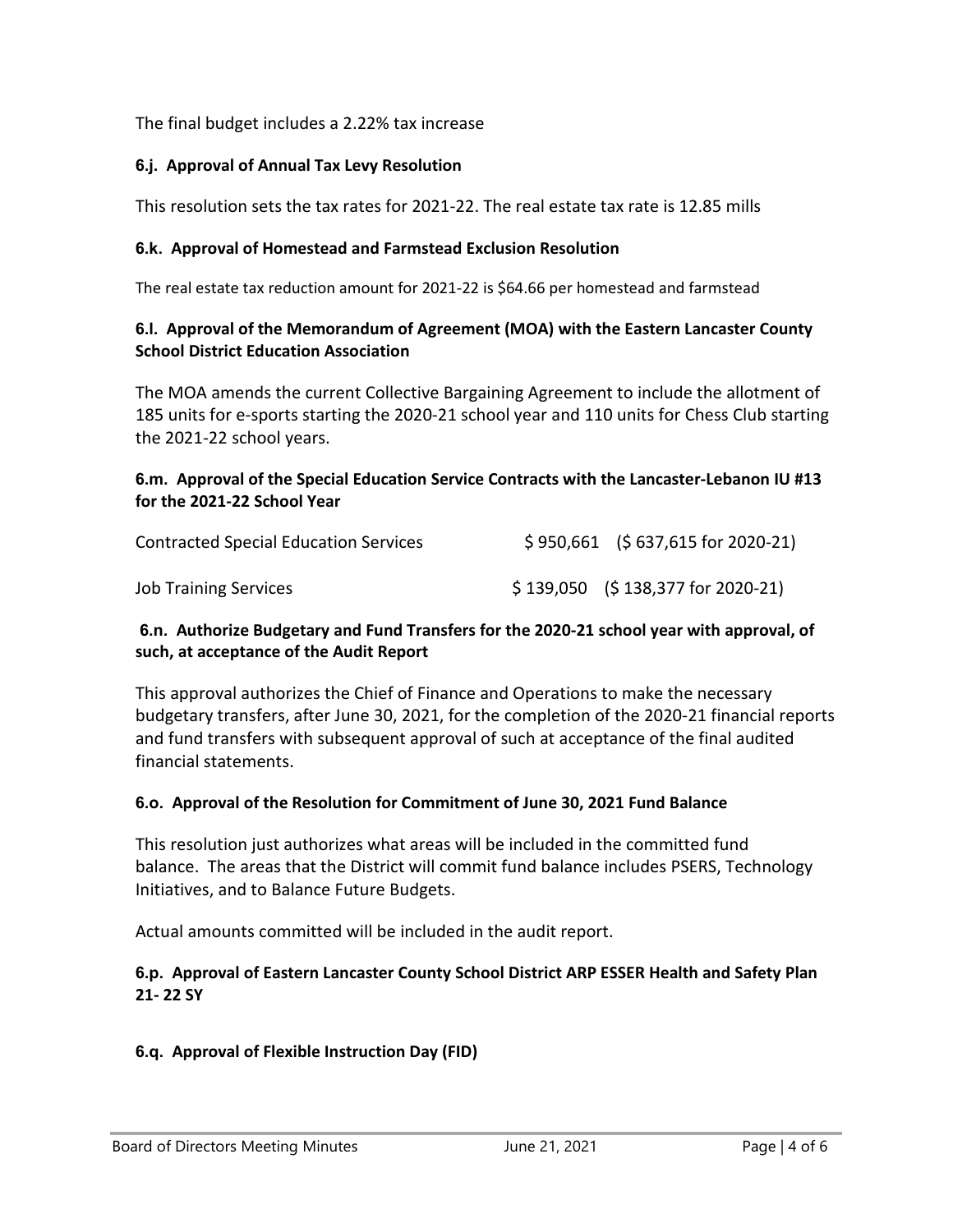The final budget includes a 2.22% tax increase

**6.j. Approval of Annual Tax Levy Resolution**

This resolution sets the tax rates for 2021-22. The real estate tax rate is 12.85 mills

**6.k. Approval of Homestead and Farmstead Exclusion Resolution**

The real estate tax reduction amount for 2021-22 is $64.66 per homestead and farmstead

**6.l. Approval of the Memorandum of Agreement (MOA) with the Eastern Lancaster County School District Education Association**

The MOA amends the current Collective Bargaining Agreement to include the allotment of 185 units for e-sports starting the 2020-21 school year and 110 units for Chess Club starting the 2021-22 school years.

**6.m. Approval of the Special Education Service Contracts with the Lancaster-Lebanon IU #13 for the 2021-22 School Year**

| | |
|---|---|
| Contracted Special Education Services | $ 950,661 ($ 637,615 for 2020-21) |
| Job Training Services | $ 139,050 ($ 138,377 for 2020-21) |

**6.n. Authorize Budgetary and Fund Transfers for the 2020-21 school year with approval, of such, at acceptance of the Audit Report**

This approval authorizes the Chief of Finance and Operations to make the necessary budgetary transfers, after June 30, 2021, for the completion of the 2020-21 financial reports and fund transfers with subsequent approval of such at acceptance of the final audited financial statements.

**6.o. Approval of the Resolution for Commitment of June 30, 2021 Fund Balance**

This resolution just authorizes what areas will be included in the committed fund balance. The areas that the District will commit fund balance includes PSERS, Technology Initiatives, and to Balance Future Budgets.

Actual amounts committed will be included in the audit report.

**6.p. Approval of Eastern Lancaster County School District ARP ESSER Health and Safety Plan 21- 22 SY**

**6.q. Approval of Flexible Instruction Day (FID)**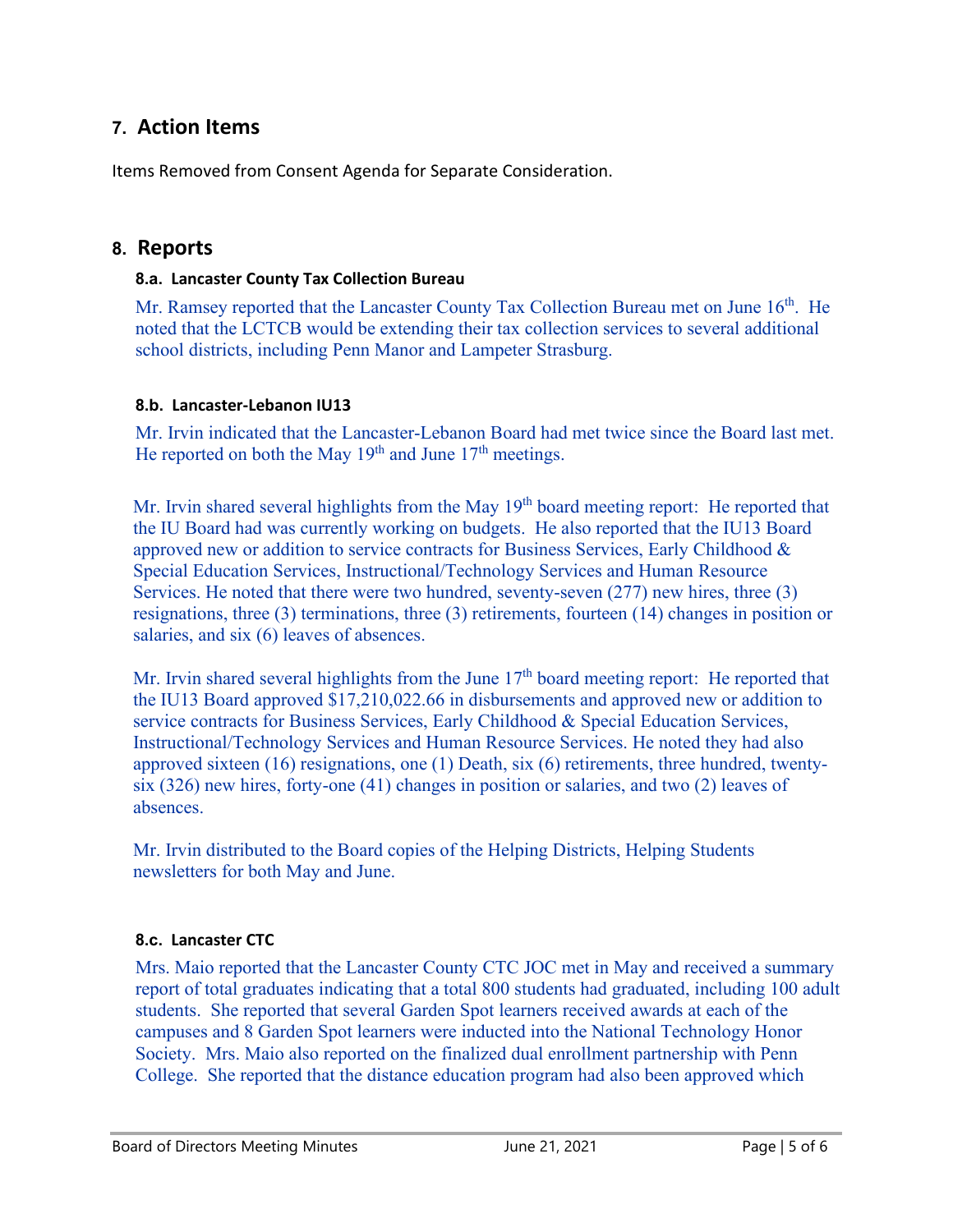## 7. Action Items

Items Removed from Consent Agenda for Separate Consideration.

## 8. Reports

### 8.a. Lancaster County Tax Collection Bureau

Mr. Ramsey reported that the Lancaster County Tax Collection Bureau met on June 16th. He noted that the LCTCB would be extending their tax collection services to several additional school districts, including Penn Manor and Lampeter Strasburg.

### 8.b. Lancaster-Lebanon IU13

Mr. Irvin indicated that the Lancaster-Lebanon Board had met twice since the Board last met. He reported on both the May 19th and June 17th meetings.

Mr. Irvin shared several highlights from the May 19th board meeting report: He reported that the IU Board had was currently working on budgets. He also reported that the IU13 Board approved new or addition to service contracts for Business Services, Early Childhood & Special Education Services, Instructional/Technology Services and Human Resource Services. He noted that there were two hundred, seventy-seven (277) new hires, three (3) resignations, three (3) terminations, three (3) retirements, fourteen (14) changes in position or salaries, and six (6) leaves of absences.

Mr. Irvin shared several highlights from the June 17th board meeting report: He reported that the IU13 Board approved $17,210,022.66 in disbursements and approved new or addition to service contracts for Business Services, Early Childhood & Special Education Services, Instructional/Technology Services and Human Resource Services. He noted they had also approved sixteen (16) resignations, one (1) Death, six (6) retirements, three hundred, twenty-six (326) new hires, forty-one (41) changes in position or salaries, and two (2) leaves of absences.

Mr. Irvin distributed to the Board copies of the Helping Districts, Helping Students newsletters for both May and June.

### 8.c. Lancaster CTC

Mrs. Maio reported that the Lancaster County CTC JOC met in May and received a summary report of total graduates indicating that a total 800 students had graduated, including 100 adult students. She reported that several Garden Spot learners received awards at each of the campuses and 8 Garden Spot learners were inducted into the National Technology Honor Society. Mrs. Maio also reported on the finalized dual enrollment partnership with Penn College. She reported that the distance education program had also been approved which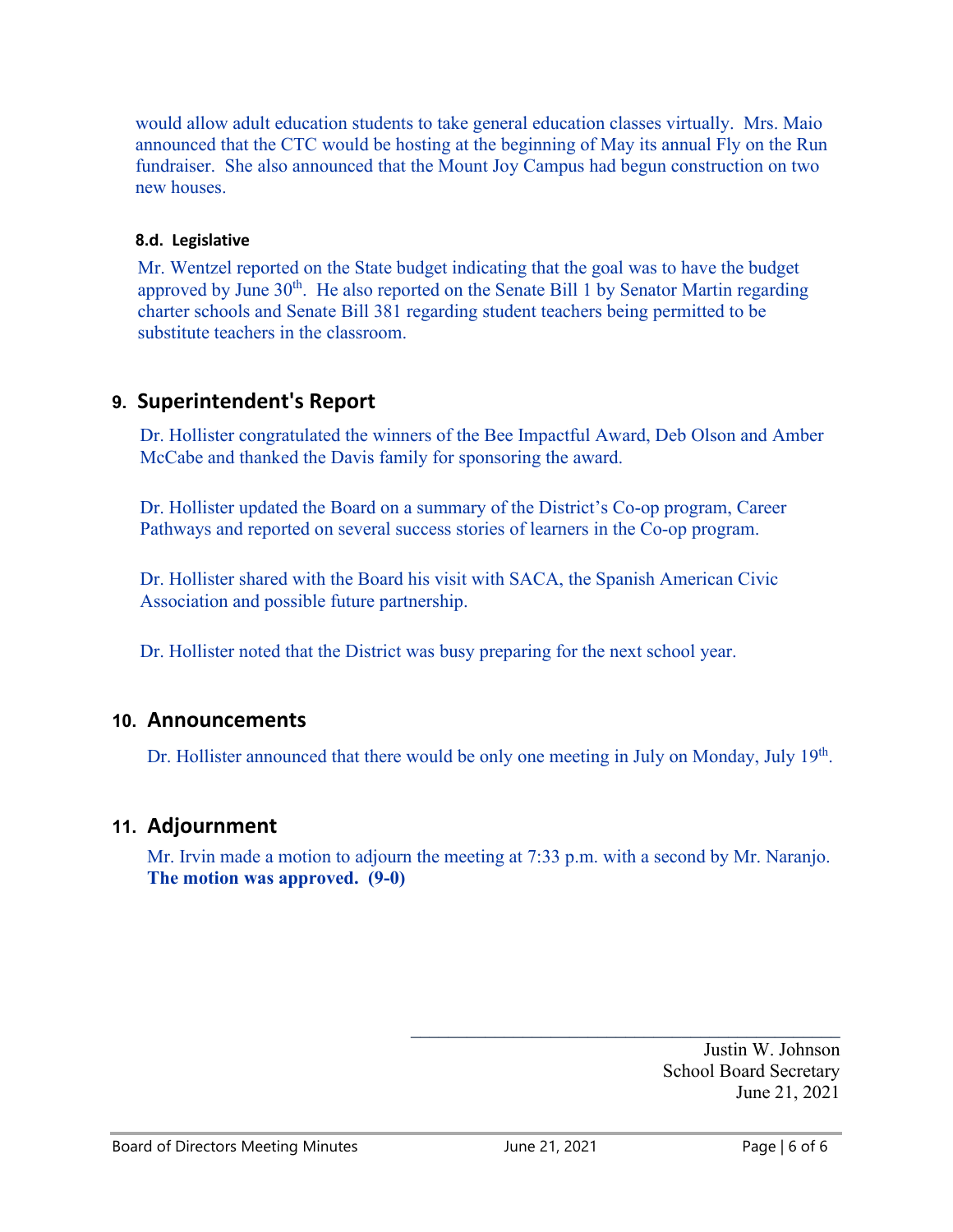would allow adult education students to take general education classes virtually. Mrs. Maio announced that the CTC would be hosting at the beginning of May its annual Fly on the Run fundraiser. She also announced that the Mount Joy Campus had begun construction on two new houses.

#### 8.d. Legislative

Mr. Wentzel reported on the State budget indicating that the goal was to have the budget approved by June 30th. He also reported on the Senate Bill 1 by Senator Martin regarding charter schools and Senate Bill 381 regarding student teachers being permitted to be substitute teachers in the classroom.

## 9. Superintendent's Report

Dr. Hollister congratulated the winners of the Bee Impactful Award, Deb Olson and Amber McCabe and thanked the Davis family for sponsoring the award.

Dr. Hollister updated the Board on a summary of the District's Co-op program, Career Pathways and reported on several success stories of learners in the Co-op program.

Dr. Hollister shared with the Board his visit with SACA, the Spanish American Civic Association and possible future partnership.

Dr. Hollister noted that the District was busy preparing for the next school year.

## 10. Announcements

Dr. Hollister announced that there would be only one meeting in July on Monday, July 19th.

## 11. Adjournment

Mr. Irvin made a motion to adjourn the meeting at 7:33 p.m. with a second by Mr. Naranjo. **The motion was approved. (9-0)**

\_\_\_\_\_\_\_\_\_\_\_\_\_\_\_\_\_\_\_\_\_\_\_\_\_\_\_\_\_\_\_\_\_\_\_\_\_\_\_\_

Justin W. Johnson
School Board Secretary
June 21, 2021